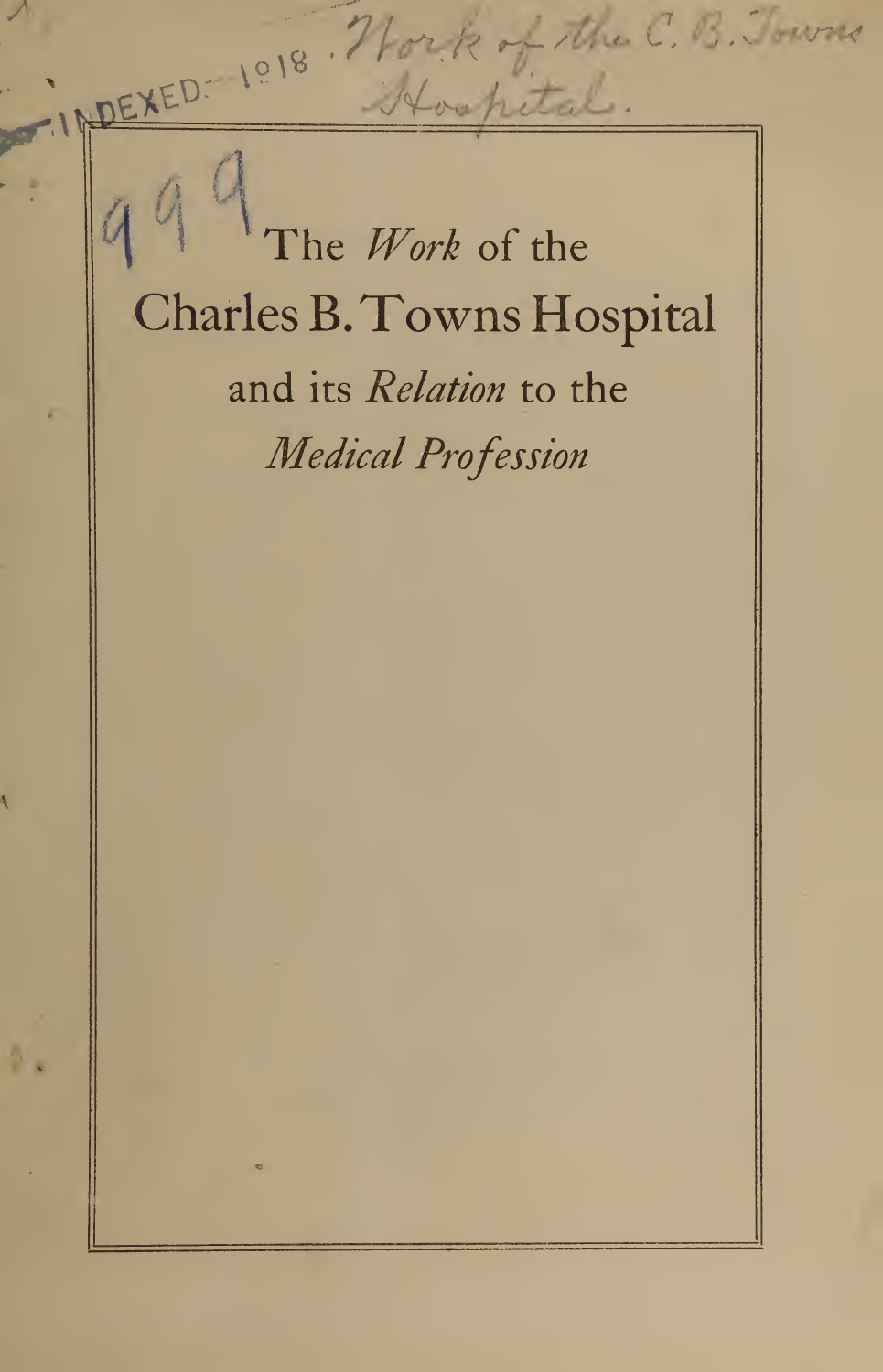INDEXED: 1918 . Work of the C. B. Towns Hospital.

999

# The *Work* of the Charles B. Towns Hospital and its *Relation* to the *Medical Profession*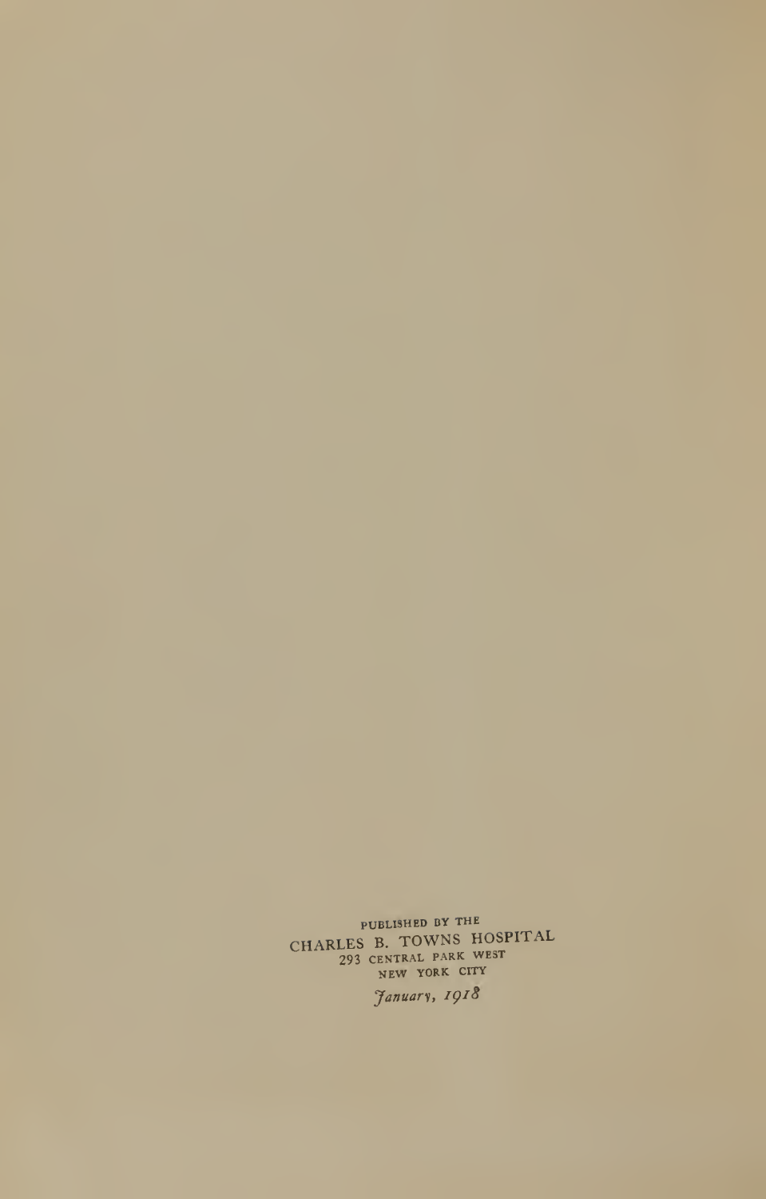PUBLISHED BY THE
CHARLES B. TOWNS HOSPITAL
293 CENTRAL PARK WEST
NEW YORK CITY

*January, 1918*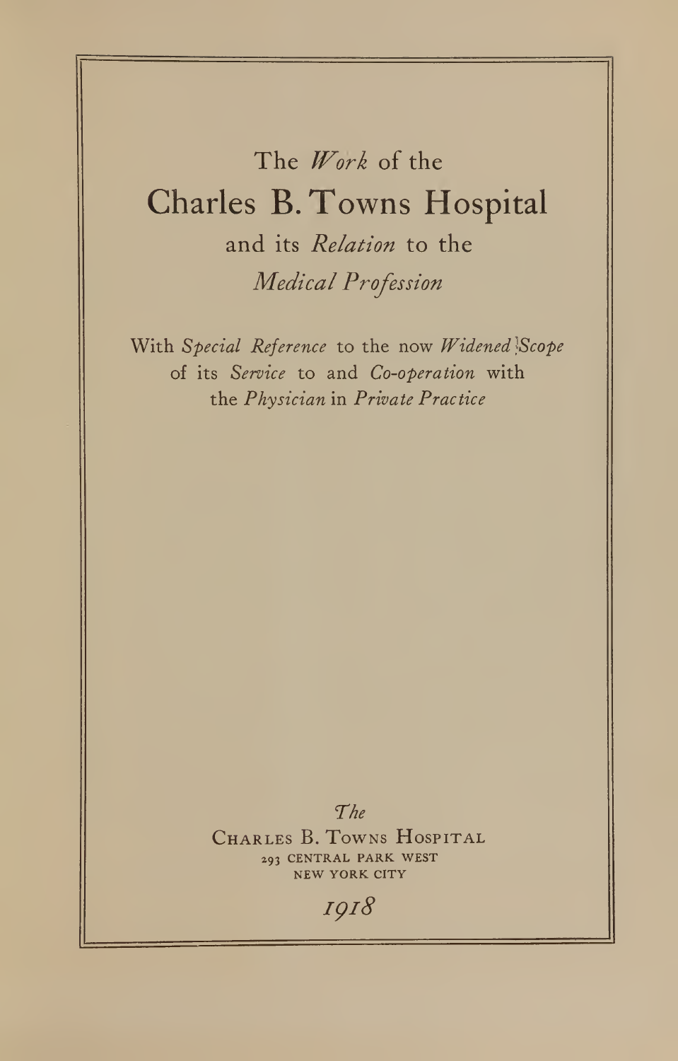# The *Work* of the Charles B. Towns Hospital and its *Relation* to the *Medical Profession*

With *Special Reference* to the now *Widened Scope* of its *Service* to and *Co-operation* with the *Physician* in *Private Practice*

*The*
CHARLES B. TOWNS HOSPITAL
293 CENTRAL PARK WEST
NEW YORK CITY

*1918*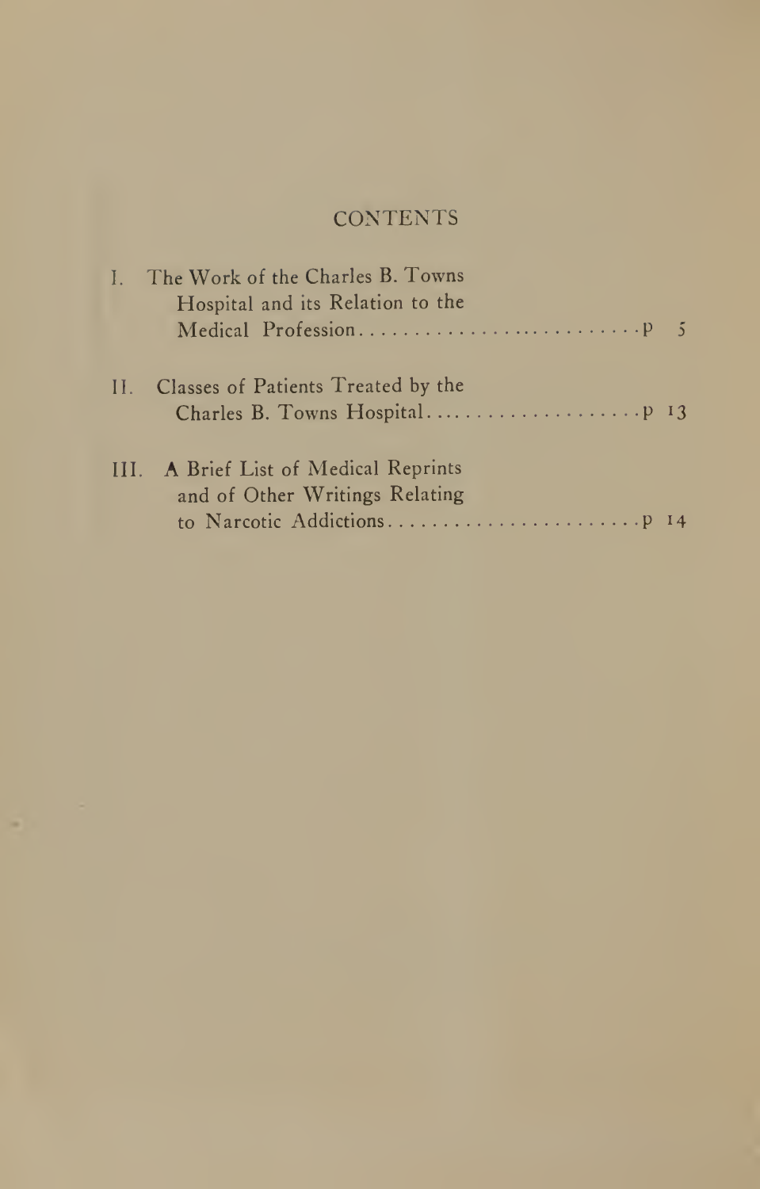## CONTENTS

I. The Work of the Charles B. Towns Hospital and its Relation to the Medical Profession .......................... p 5

II. Classes of Patients Treated by the Charles B. Towns Hospital .................... p 13

III. A Brief List of Medical Reprints and of Other Writings Relating to Narcotic Addictions ....................... p 14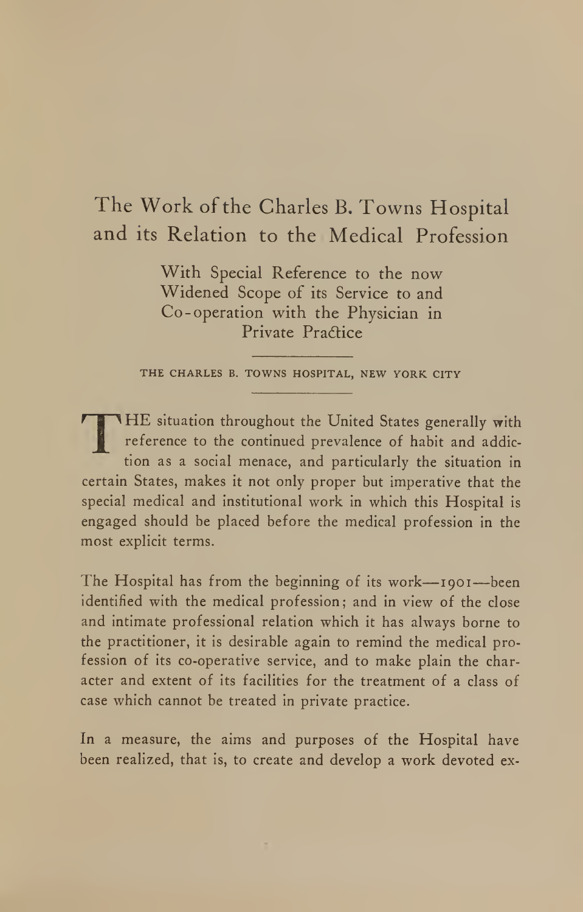# The Work of the Charles B. Towns Hospital and its Relation to the Medical Profession

### With Special Reference to the now Widened Scope of its Service to and Co-operation with the Physician in Private Practice

THE CHARLES B. TOWNS HOSPITAL, NEW YORK CITY

---

THE situation throughout the United States generally with reference to the continued prevalence of habit and addiction as a social menace, and particularly the situation in certain States, makes it not only proper but imperative that the special medical and institutional work in which this Hospital is engaged should be placed before the medical profession in the most explicit terms.

The Hospital has from the beginning of its work—1901—been identified with the medical profession; and in view of the close and intimate professional relation which it has always borne to the practitioner, it is desirable again to remind the medical profession of its co-operative service, and to make plain the character and extent of its facilities for the treatment of a class of case which cannot be treated in private practice.

In a measure, the aims and purposes of the Hospital have been realized, that is, to create and develop a work devoted ex-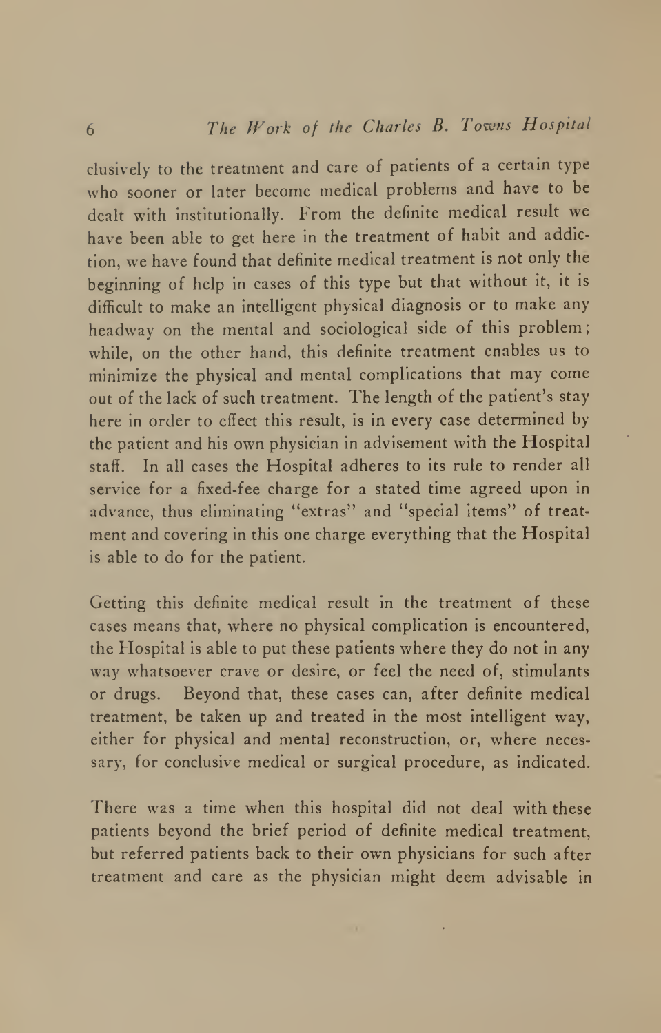clusively to the treatment and care of patients of a certain type who sooner or later become medical problems and have to be dealt with institutionally. From the definite medical result we have been able to get here in the treatment of habit and addiction, we have found that definite medical treatment is not only the beginning of help in cases of this type but that without it, it is difficult to make an intelligent physical diagnosis or to make any headway on the mental and sociological side of this problem; while, on the other hand, this definite treatment enables us to minimize the physical and mental complications that may come out of the lack of such treatment. The length of the patient's stay here in order to effect this result, is in every case determined by the patient and his own physician in advisement with the Hospital staff. In all cases the Hospital adheres to its rule to render all service for a fixed-fee charge for a stated time agreed upon in advance, thus eliminating "extras" and "special items" of treatment and covering in this one charge everything that the Hospital is able to do for the patient.

Getting this definite medical result in the treatment of these cases means that, where no physical complication is encountered, the Hospital is able to put these patients where they do not in any way whatsoever crave or desire, or feel the need of, stimulants or drugs. Beyond that, these cases can, after definite medical treatment, be taken up and treated in the most intelligent way, either for physical and mental reconstruction, or, where necessary, for conclusive medical or surgical procedure, as indicated.

There was a time when this hospital did not deal with these patients beyond the brief period of definite medical treatment, but referred patients back to their own physicians for such after treatment and care as the physician might deem advisable in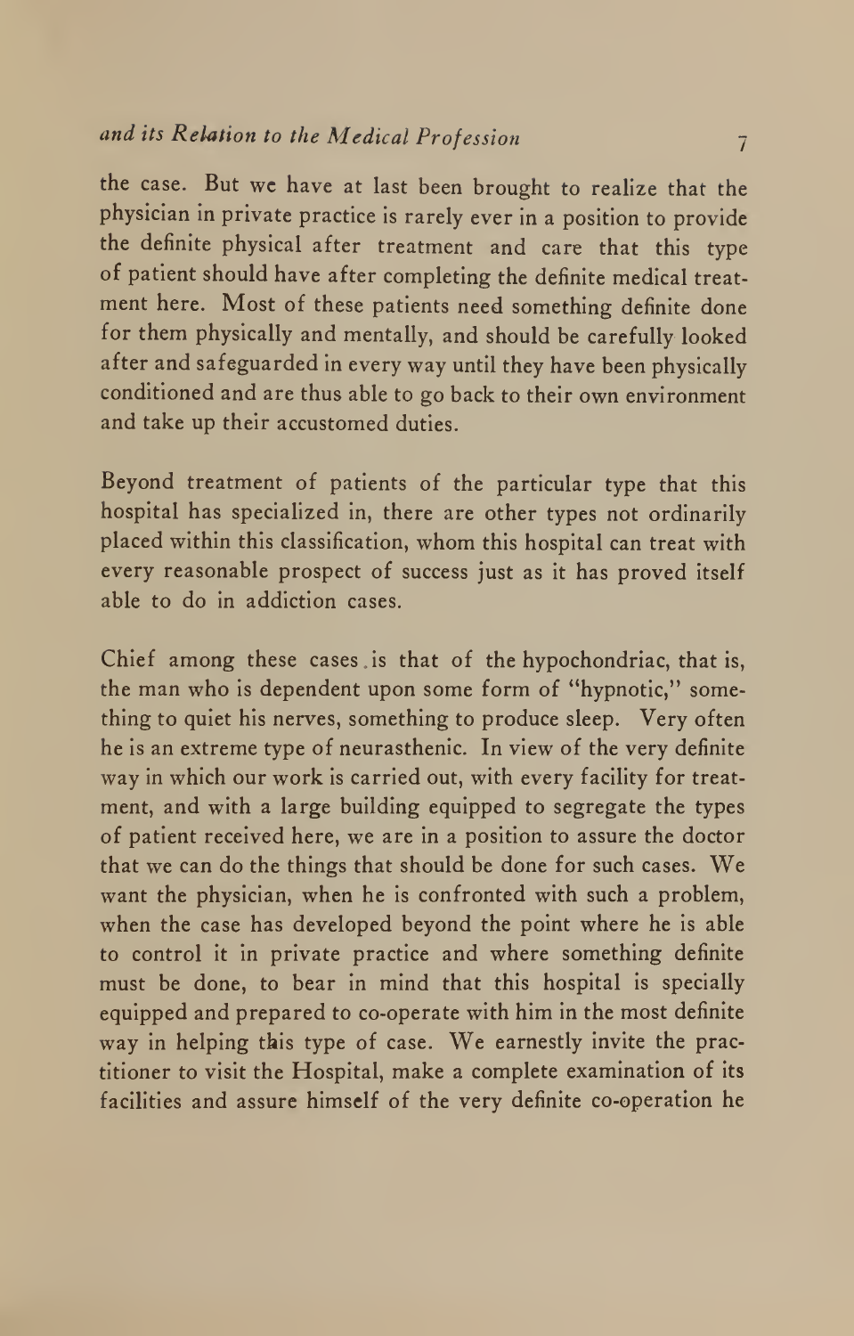the case. But we have at last been brought to realize that the physician in private practice is rarely ever in a position to provide the definite physical after treatment and care that this type of patient should have after completing the definite medical treatment here. Most of these patients need something definite done for them physically and mentally, and should be carefully looked after and safeguarded in every way until they have been physically conditioned and are thus able to go back to their own environment and take up their accustomed duties.

Beyond treatment of patients of the particular type that this hospital has specialized in, there are other types not ordinarily placed within this classification, whom this hospital can treat with every reasonable prospect of success just as it has proved itself able to do in addiction cases.

Chief among these cases is that of the hypochondriac, that is, the man who is dependent upon some form of "hypnotic," something to quiet his nerves, something to produce sleep. Very often he is an extreme type of neurasthenic. In view of the very definite way in which our work is carried out, with every facility for treatment, and with a large building equipped to segregate the types of patient received here, we are in a position to assure the doctor that we can do the things that should be done for such cases. We want the physician, when he is confronted with such a problem, when the case has developed beyond the point where he is able to control it in private practice and where something definite must be done, to bear in mind that this hospital is specially equipped and prepared to co-operate with him in the most definite way in helping this type of case. We earnestly invite the practitioner to visit the Hospital, make a complete examination of its facilities and assure himself of the very definite co-operation he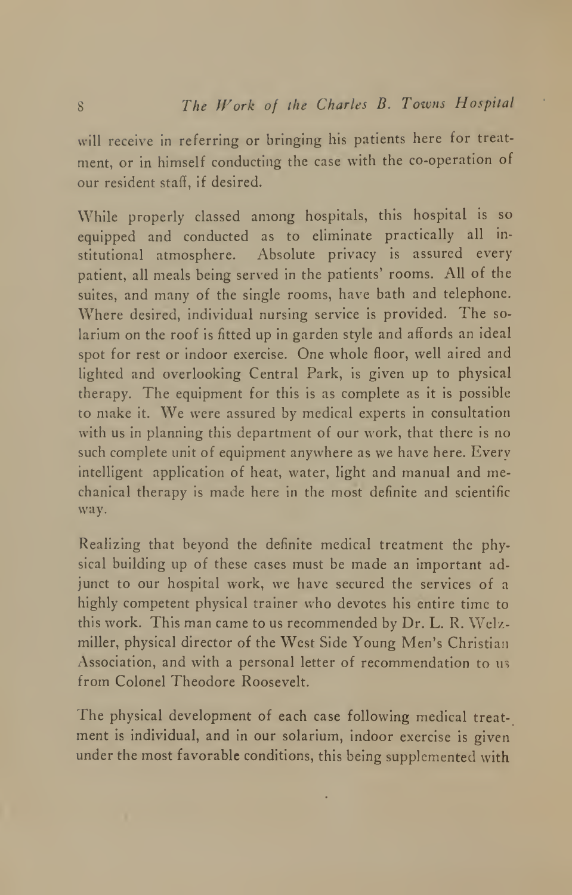will receive in referring or bringing his patients here for treatment, or in himself conducting the case with the co-operation of our resident staff, if desired.

While properly classed among hospitals, this hospital is so equipped and conducted as to eliminate practically all institutional atmosphere. Absolute privacy is assured every patient, all meals being served in the patients' rooms. All of the suites, and many of the single rooms, have bath and telephone. Where desired, individual nursing service is provided. The solarium on the roof is fitted up in garden style and affords an ideal spot for rest or indoor exercise. One whole floor, well aired and lighted and overlooking Central Park, is given up to physical therapy. The equipment for this is as complete as it is possible to make it. We were assured by medical experts in consultation with us in planning this department of our work, that there is no such complete unit of equipment anywhere as we have here. Every intelligent application of heat, water, light and manual and mechanical therapy is made here in the most definite and scientific way.

Realizing that beyond the definite medical treatment the physical building up of these cases must be made an important adjunct to our hospital work, we have secured the services of a highly competent physical trainer who devotes his entire time to this work. This man came to us recommended by Dr. L. R. Welzmiller, physical director of the West Side Young Men's Christian Association, and with a personal letter of recommendation to us from Colonel Theodore Roosevelt.

The physical development of each case following medical treatment is individual, and in our solarium, indoor exercise is given under the most favorable conditions, this being supplemented with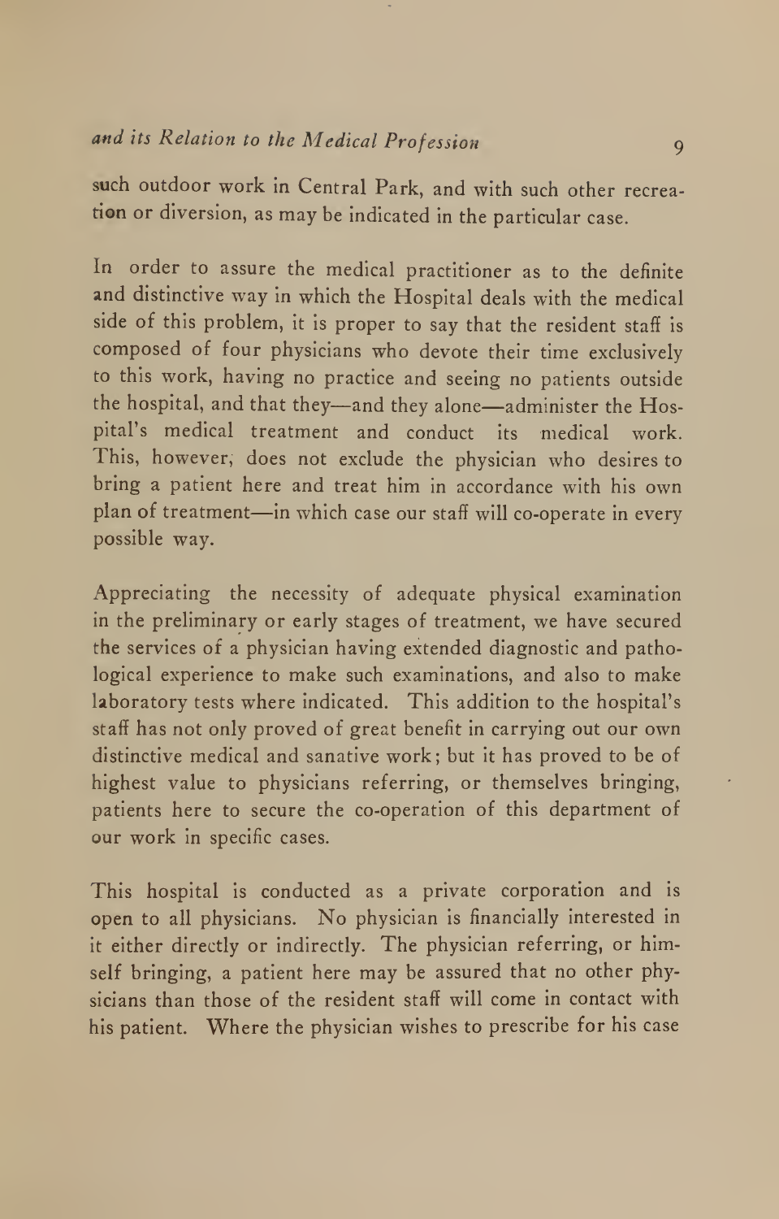such outdoor work in Central Park, and with such other recreation or diversion, as may be indicated in the particular case.

In order to assure the medical practitioner as to the definite and distinctive way in which the Hospital deals with the medical side of this problem, it is proper to say that the resident staff is composed of four physicians who devote their time exclusively to this work, having no practice and seeing no patients outside the hospital, and that they—and they alone—administer the Hospital's medical treatment and conduct its medical work. This, however, does not exclude the physician who desires to bring a patient here and treat him in accordance with his own plan of treatment—in which case our staff will co-operate in every possible way.

Appreciating the necessity of adequate physical examination in the preliminary or early stages of treatment, we have secured the services of a physician having extended diagnostic and pathological experience to make such examinations, and also to make laboratory tests where indicated. This addition to the hospital's staff has not only proved of great benefit in carrying out our own distinctive medical and sanative work; but it has proved to be of highest value to physicians referring, or themselves bringing, patients here to secure the co-operation of this department of our work in specific cases.

This hospital is conducted as a private corporation and is open to all physicians. No physician is financially interested in it either directly or indirectly. The physician referring, or himself bringing, a patient here may be assured that no other physicians than those of the resident staff will come in contact with his patient. Where the physician wishes to prescribe for his case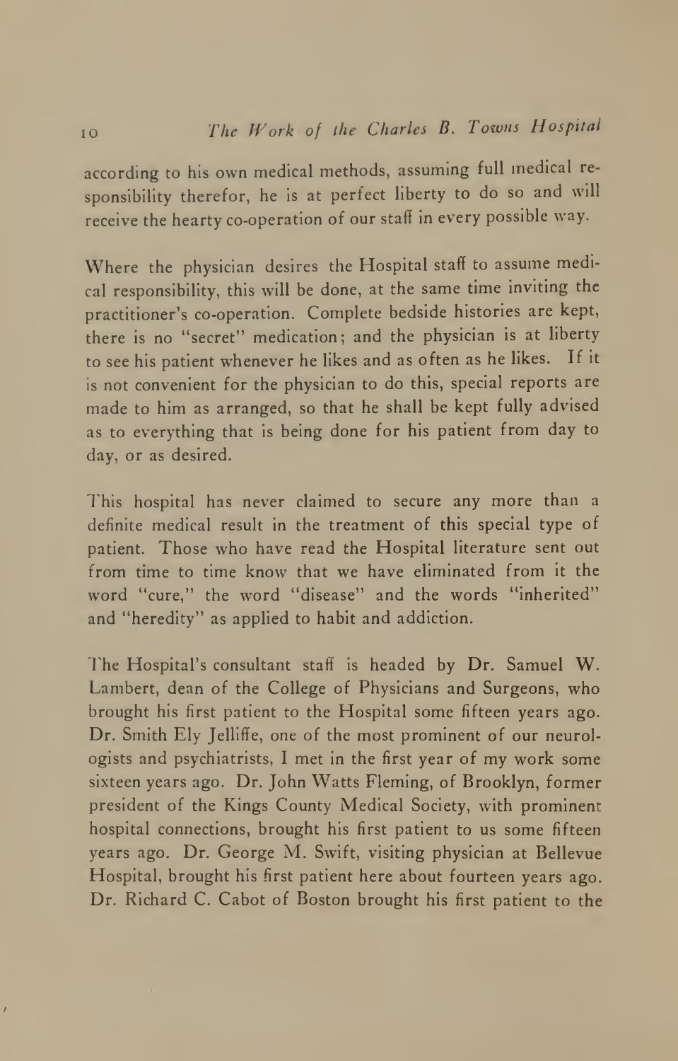according to his own medical methods, assuming full medical responsibility therefor, he is at perfect liberty to do so and will receive the hearty co-operation of our staff in every possible way.

Where the physician desires the Hospital staff to assume medical responsibility, this will be done, at the same time inviting the practitioner's co-operation. Complete bedside histories are kept, there is no "secret" medication; and the physician is at liberty to see his patient whenever he likes and as often as he likes. If it is not convenient for the physician to do this, special reports are made to him as arranged, so that he shall be kept fully advised as to everything that is being done for his patient from day to day, or as desired.

This hospital has never claimed to secure any more than a definite medical result in the treatment of this special type of patient. Those who have read the Hospital literature sent out from time to time know that we have eliminated from it the word "cure," the word "disease" and the words "inherited" and "heredity" as applied to habit and addiction.

The Hospital's consultant staff is headed by Dr. Samuel W. Lambert, dean of the College of Physicians and Surgeons, who brought his first patient to the Hospital some fifteen years ago. Dr. Smith Ely Jelliffe, one of the most prominent of our neurologists and psychiatrists, I met in the first year of my work some sixteen years ago. Dr. John Watts Fleming, of Brooklyn, former president of the Kings County Medical Society, with prominent hospital connections, brought his first patient to us some fifteen years ago. Dr. George M. Swift, visiting physician at Bellevue Hospital, brought his first patient here about fourteen years ago. Dr. Richard C. Cabot of Boston brought his first patient to the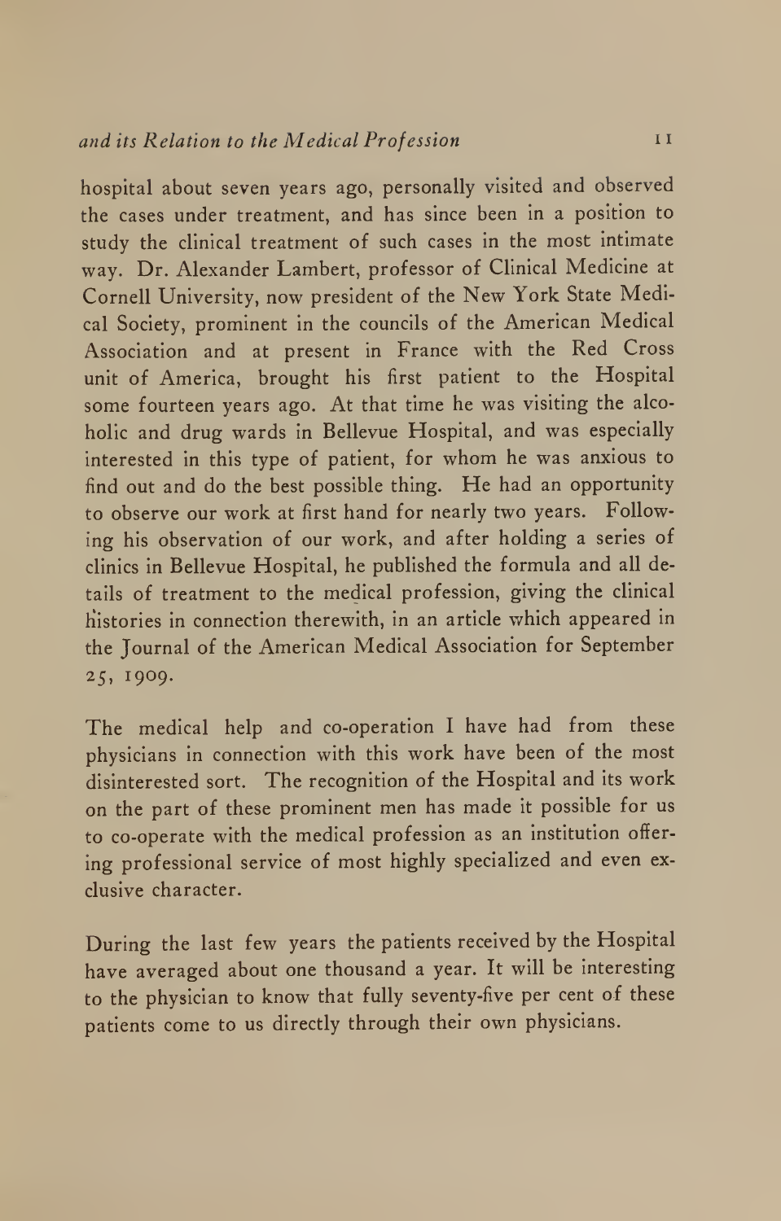hospital about seven years ago, personally visited and observed the cases under treatment, and has since been in a position to study the clinical treatment of such cases in the most intimate way. Dr. Alexander Lambert, professor of Clinical Medicine at Cornell University, now president of the New York State Medical Society, prominent in the councils of the American Medical Association and at present in France with the Red Cross unit of America, brought his first patient to the Hospital some fourteen years ago. At that time he was visiting the alcoholic and drug wards in Bellevue Hospital, and was especially interested in this type of patient, for whom he was anxious to find out and do the best possible thing. He had an opportunity to observe our work at first hand for nearly two years. Following his observation of our work, and after holding a series of clinics in Bellevue Hospital, he published the formula and all details of treatment to the medical profession, giving the clinical histories in connection therewith, in an article which appeared in the Journal of the American Medical Association for September 25, 1909.

The medical help and co-operation I have had from these physicians in connection with this work have been of the most disinterested sort. The recognition of the Hospital and its work on the part of these prominent men has made it possible for us to co-operate with the medical profession as an institution offering professional service of most highly specialized and even exclusive character.

During the last few years the patients received by the Hospital have averaged about one thousand a year. It will be interesting to the physician to know that fully seventy-five per cent of these patients come to us directly through their own physicians.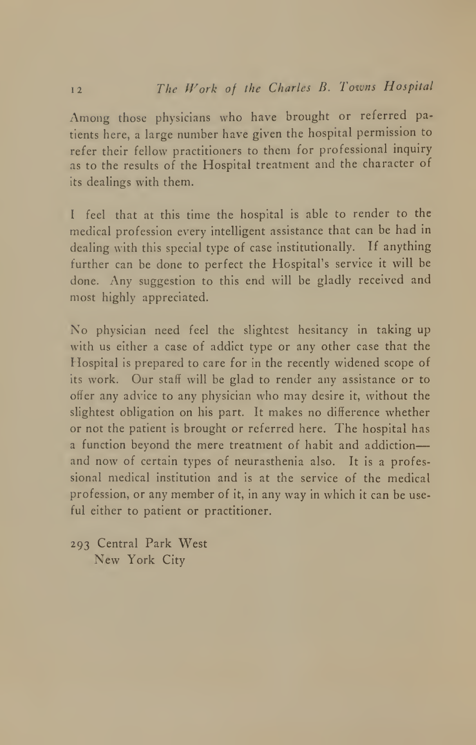Among those physicians who have brought or referred patients here, a large number have given the hospital permission to refer their fellow practitioners to them for professional inquiry as to the results of the Hospital treatment and the character of its dealings with them.

I feel that at this time the hospital is able to render to the medical profession every intelligent assistance that can be had in dealing with this special type of case institutionally. If anything further can be done to perfect the Hospital's service it will be done. Any suggestion to this end will be gladly received and most highly appreciated.

No physician need feel the slightest hesitancy in taking up with us either a case of addict type or any other case that the Hospital is prepared to care for in the recently widened scope of its work. Our staff will be glad to render any assistance or to offer any advice to any physician who may desire it, without the slightest obligation on his part. It makes no difference whether or not the patient is brought or referred here. The hospital has a function beyond the mere treatment of habit and addiction—and now of certain types of neurasthenia also. It is a professional medical institution and is at the service of the medical profession, or any member of it, in any way in which it can be useful either to patient or practitioner.

293 Central Park West
New York City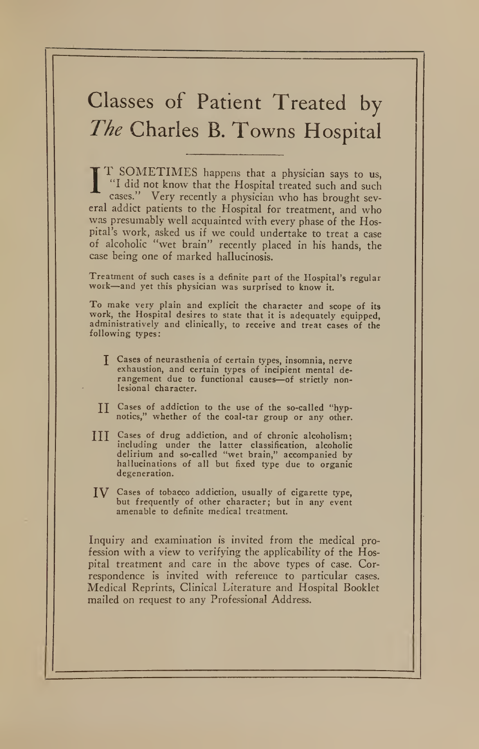# Classes of Patient Treated by *The* Charles B. Towns Hospital

IT SOMETIMES happens that a physician says to us, "I did not know that the Hospital treated such and such cases." Very recently a physician who has brought several addict patients to the Hospital for treatment, and who was presumably well acquainted with every phase of the Hospital's work, asked us if we could undertake to treat a case of alcoholic "wet brain" recently placed in his hands, the case being one of marked hallucinosis.

Treatment of such cases is a definite part of the Hospital's regular work—and yet this physician was surprised to know it.

To make very plain and explicit the character and scope of its work, the Hospital desires to state that it is adequately equipped, administratively and clinically, to receive and treat cases of the following types:

I Cases of neurasthenia of certain types, insomnia, nerve exhaustion, and certain types of incipient mental derangement due to functional causes—of strictly non-lesional character.

II Cases of addiction to the use of the so-called "hypnotics," whether of the coal-tar group or any other.

III Cases of drug addiction, and of chronic alcoholism; including under the latter classification, alcoholic delirium and so-called "wet brain," accompanied by hallucinations of all but fixed type due to organic degeneration.

IV Cases of tobacco addiction, usually of cigarette type, but frequently of other character; but in any event amenable to definite medical treatment.

Inquiry and examination is invited from the medical profession with a view to verifying the applicability of the Hospital treatment and care in the above types of case. Correspondence is invited with reference to particular cases. Medical Reprints, Clinical Literature and Hospital Booklet mailed on request to any Professional Address.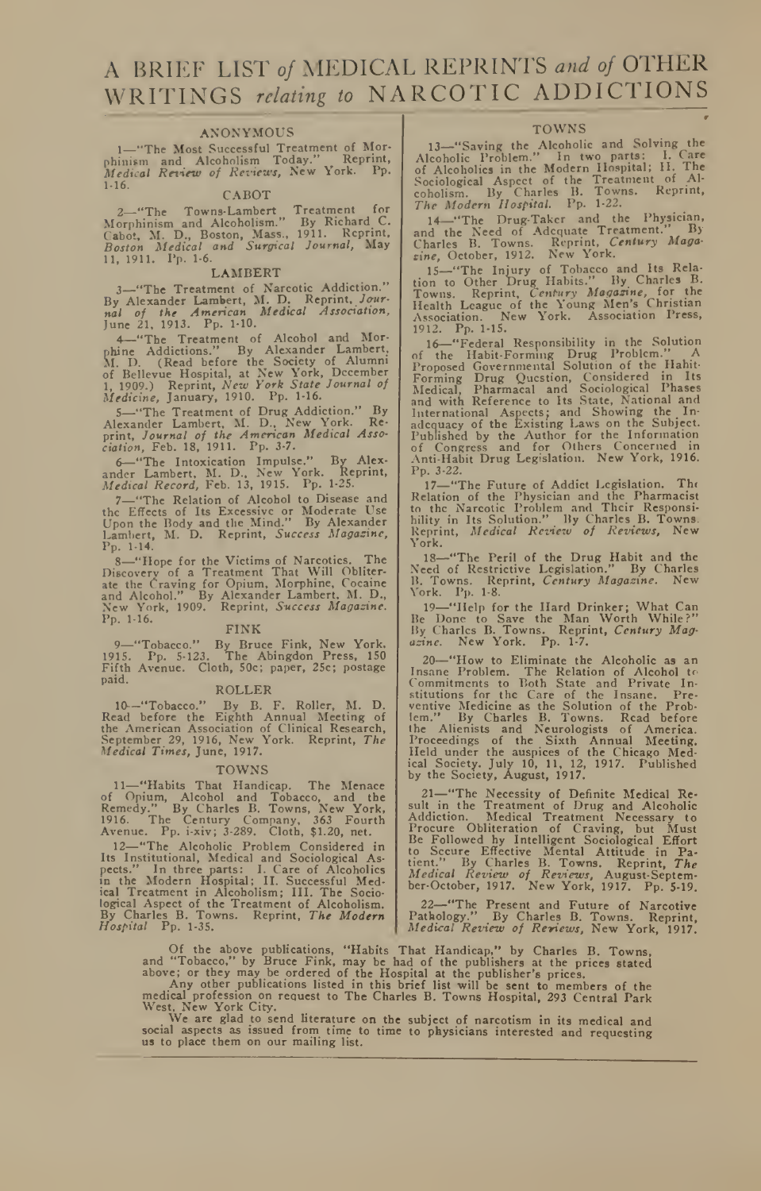# A BRIEF LIST *of* MEDICAL REPRINTS *and of* OTHER WRITINGS *relating to* NARCOTIC ADDICTIONS

### ANONYMOUS

1—"The Most Successful Treatment of Morphinism and Alcoholism Today." Reprint, *Medical Review of Reviews*, New York. Pp. 1-16.

### CABOT

2—"The Towns-Lambert Treatment for Morphinism and Alcoholism." By Richard C. Cabot, M. D., Boston, Mass., 1911. Reprint, *Boston Medical and Surgical Journal*, May 11, 1911. Pp. 1-6.

### LAMBERT

3—"The Treatment of Narcotic Addiction." By Alexander Lambert, M. D. Reprint, *Journal of the American Medical Association*, June 21, 1913. Pp. 1-10.

4—"The Treatment of Alcohol and Morphine Addictions." By Alexander Lambert, M. D. (Read before the Society of Alumni of Bellevue Hospital, at New York, December 1, 1909.) Reprint, *New York State Journal of Medicine*, January, 1910. Pp. 1-16.

5—"The Treatment of Drug Addiction." By Alexander Lambert, M. D., New York. Reprint, *Journal of the American Medical Association*, Feb. 18, 1911. Pp. 3-7.

6—"The Intoxication Impulse." By Alexander Lambert, M. D., New York. Reprint, *Medical Record*, Feb. 13, 1915. Pp. 1-25.

7—"The Relation of Alcohol to Disease and the Effects of Its Excessive or Moderate Use Upon the Body and the Mind." By Alexander Lambert, M. D. Reprint, *Success Magazine*, Pp. 1-14.

8—"Hope for the Victims of Narcotics. The Discovery of a Treatment That Will Obliterate the Craving for Opium, Morphine, Cocaine and Alcohol." By Alexander Lambert, M. D., New York, 1909. Reprint, *Success Magazine*. Pp. 1-16.

### FINK

9—"Tobacco." By Bruce Fink, New York, 1915. Pp. 5-123. The Abingdon Press, 150 Fifth Avenue. Cloth, 50c; paper, 25c; postage paid.

### ROLLER

10—"Tobacco." By B. F. Roller, M. D. Read before the Eighth Annual Meeting of the American Association of Clinical Research, September 29, 1916, New York. Reprint, *The Medical Times*, June, 1917.

### TOWNS

11—"Habits That Handicap. The Menace of Opium, Alcohol and Tobacco, and the Remedy." By Charles B. Towns, New York, 1916. The Century Company, 363 Fourth Avenue. Pp. i-xiv; 3-289. Cloth, $1.20, net.

12—"The Alcoholic Problem Considered in Its Institutional, Medical and Sociological Aspects." In three parts: I. Care of Alcoholics in the Modern Hospital; II. Successful Medical Treatment in Alcoholism; III. The Sociological Aspect of the Treatment of Alcoholism. By Charles B. Towns. Reprint, *The Modern Hospital* Pp. 1-35.

### TOWNS

13—"Saving the Alcoholic and Solving the Alcoholic Problem." In two parts: I. Care of Alcoholics in the Modern Hospital; II. The Sociological Aspect of the Treatment of Alcoholism. By Charles B. Towns. Reprint, *The Modern Hospital*. Pp. 1-22.

14—"The Drug-Taker and the Physician, and the Need of Adequate Treatment." By Charles B. Towns. Reprint, *Century Magazine*, October, 1912. New York.

15—"The Injury of Tobacco and Its Relation to Other Drug Habits." By Charles B. Towns. Reprint, *Century Magazine*, for the Health League of the Young Men's Christian Association. New York. Association Press, 1912. Pp. 1-15.

16—"Federal Responsibility in the Solution of the Habit-Forming Drug Problem." A Proposed Governmental Solution of the Habit-Forming Drug Question, Considered in Its Medical, Pharmacal and Sociological Phases and with Reference to Its State, National and International Aspects; and Showing the Inadequacy of the Existing Laws on the Subject. Published by the Author for the Information of Congress and for Others Concerned in Anti-Habit Drug Legislation. New York, 1916. Pp. 3-22.

17—"The Future of Addict Legislation. The Relation of the Physician and the Pharmacist to the Narcotic Problem and Their Responsibility in Its Solution." By Charles B. Towns. Reprint, *Medical Review of Reviews*, New York.

18—"The Peril of the Drug Habit and the Need of Restrictive Legislation." By Charles B. Towns. Reprint, *Century Magazine*. New York. Pp. 1-8.

19—"Help for the Hard Drinker; What Can Be Done to Save the Man Worth While?" By Charles B. Towns. Reprint, *Century Magazine*. New York. Pp. 1-7.

20—"How to Eliminate the Alcoholic as an Insane Problem. The Relation of Alcohol to Commitments to Both State and Private Institutions for the Care of the Insane. Preventive Medicine as the Solution of the Problem." By Charles B. Towns. Read before the Alienists and Neurologists of America. Proceedings of the Sixth Annual Meeting, Held under the auspices of the Chicago Medical Society. July 10, 11, 12, 1917. Published by the Society, August, 1917.

21—"The Necessity of Definite Medical Result in the Treatment of Drug and Alcoholic Addiction. Medical Treatment Necessary to Procure Obliteration of Craving, but Must Be Followed by Intelligent Sociological Effort to Secure Effective Mental Attitude in Patient." By Charles B. Towns. Reprint, *The Medical Review of Reviews*, August-September-October, 1917. New York, 1917. Pp. 5-19.

22—"The Present and Future of Narcotive Pathology." By Charles B. Towns. Reprint, *Medical Review of Reviews*, New York, 1917.

---

Of the above publications, "Habits That Handicap," by Charles B. Towns, and "Tobacco," by Bruce Fink, may be had of the publishers at the prices stated above; or they may be ordered of the Hospital at the publisher's prices.

Any other publications listed in this brief list will be sent to members of the medical profession on request to The Charles B. Towns Hospital, 293 Central Park West, New York City.

We are glad to send literature on the subject of narcotism in its medical and social aspects as issued from time to time to physicians interested and requesting us to place them on our mailing list.